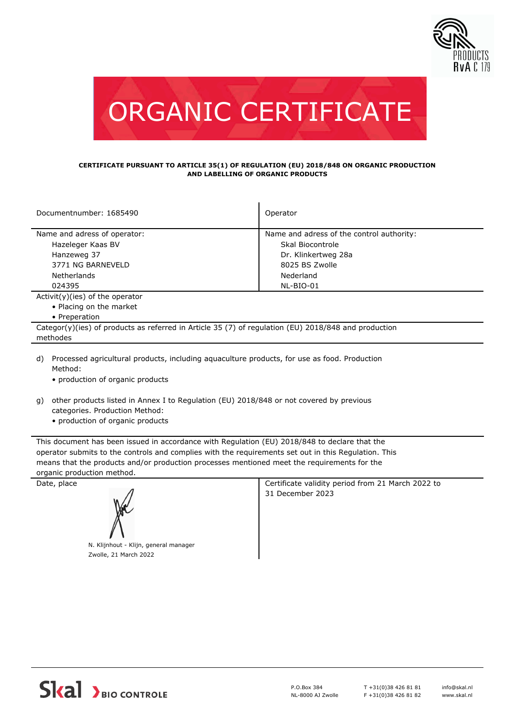# ORGANIC CERTIFICATE

**CERTIFICATE PURSUANT TO ARTICLE 35(1) OF REGULATION (EU) 2018/848 ON ORGANIC PRODUCTION AND LABELLING OF ORGANIC PRODUCTS**

| Documentnumber: 1685490 | Operator |
|---|---|
| Name and adress of operator:<br>Hazeleger Kaas BV<br>Hanzeweg 37<br>3771 NG BARNEVELD<br>Netherlands<br>024395 | Name and adress of the control authority:<br>Skal Biocontrole<br>Dr. Klinkertweg 28a<br>8025 BS Zwolle<br>Nederland<br>NL-BIO-01 |

Activit(y)(ies) of the operator

- Placing on the market
- Preperation

Categor(y)(ies) of products as referred in Article 35 (7) of regulation (EU) 2018/848 and production methodes

d) Processed agricultural products, including aquaculture products, for use as food. Production Method:
- production of organic products

g) other products listed in Annex I to Regulation (EU) 2018/848 or not covered by previous categories. Production Method:
- production of organic products

This document has been issued in accordance with Regulation (EU) 2018/848 to declare that the operator submits to the controls and complies with the requirements set out in this Regulation. This means that the products and/or production processes mentioned meet the requirements for the organic production method.

| Date, place | Certificate validity period from 21 March 2022 to 31 December 2023 |
|---|---|
| N. Klijnhout - Klijn, general manager<br>Zwolle, 21 March 2022 | |

Skal BIO CONTROLE

P.O.Box 384
NL-8000 AJ Zwolle

T +31(0)38 426 81 81
F +31(0)38 426 81 82

info@skal.nl
www.skal.nl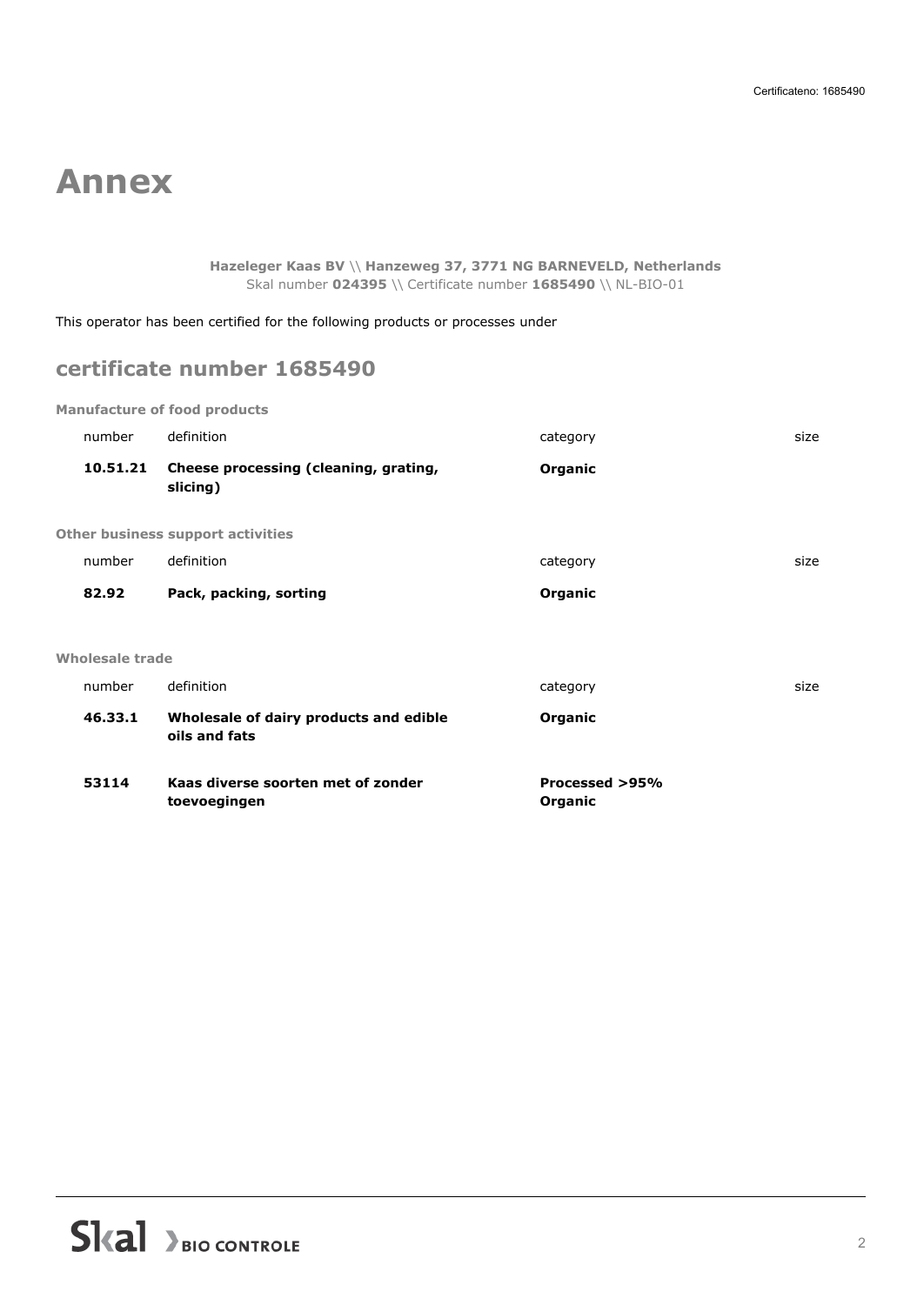# Annex

**Hazeleger Kaas BV** \\ **Hanzeweg 37, 3771 NG BARNEVELD, Netherlands**
Skal number **024395** \\ Certificate number **1685490** \\ NL-BIO-01

This operator has been certified for the following products or processes under

## certificate number 1685490

### Manufacture of food products

| number | definition | category | size |
|---|---|---|---|
| **10.51.21** | **Cheese processing (cleaning, grating, slicing)** | **Organic** | |

### Other business support activities

| number | definition | category | size |
|---|---|---|---|
| **82.92** | **Pack, packing, sorting** | **Organic** | |

### Wholesale trade

| number | definition | category | size |
|---|---|---|---|
| **46.33.1** | **Wholesale of dairy products and edible oils and fats** | **Organic** | |
| **53114** | **Kaas diverse soorten met of zonder toevoegingen** | **Processed >95% Organic** | |